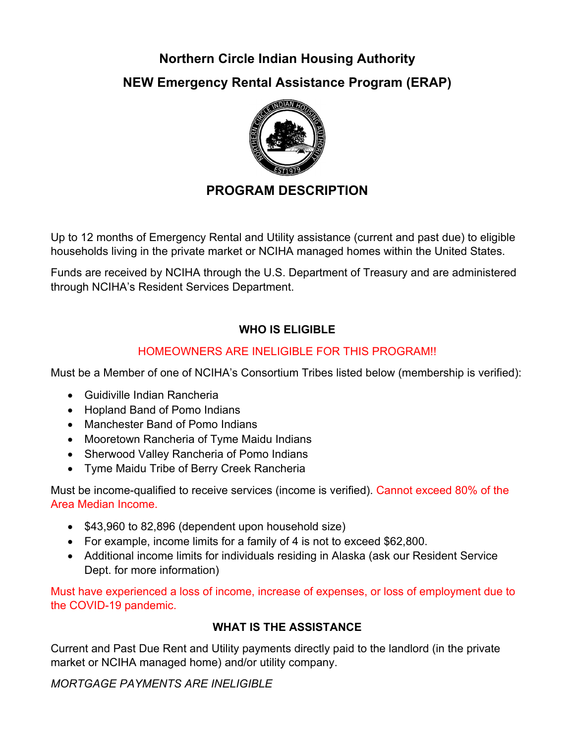# Northern Circle Indian Housing Authority

# NEW Emergency Rental Assistance Program (ERAP)

## PROGRAM DESCRIPTION

Up to 12 months of Emergency Rental and Utility assistance (current and past due) to eligible households living in the private market or NCIHA managed homes within the United States.

Funds are received by NCIHA through the U.S. Department of Treasury and are administered through NCIHA's Resident Services Department.

### WHO IS ELIGIBLE

HOMEOWNERS ARE INELIGIBLE FOR THIS PROGRAM!!

Must be a Member of one of NCIHA's Consortium Tribes listed below (membership is verified):

- Guidiville Indian Rancheria
- Hopland Band of Pomo Indians
- Manchester Band of Pomo Indians
- Mooretown Rancheria of Tyme Maidu Indians
- Sherwood Valley Rancheria of Pomo Indians
- Tyme Maidu Tribe of Berry Creek Rancheria

Must be income-qualified to receive services (income is verified). Cannot exceed 80% of the Area Median Income.

- $43,960 to 82,896 (dependent upon household size)
- For example, income limits for a family of 4 is not to exceed $62,800.
- Additional income limits for individuals residing in Alaska (ask our Resident Service Dept. for more information)

Must have experienced a loss of income, increase of expenses, or loss of employment due to the COVID-19 pandemic.

### WHAT IS THE ASSISTANCE

Current and Past Due Rent and Utility payments directly paid to the landlord (in the private market or NCIHA managed home) and/or utility company.

*MORTGAGE PAYMENTS ARE INELIGIBLE*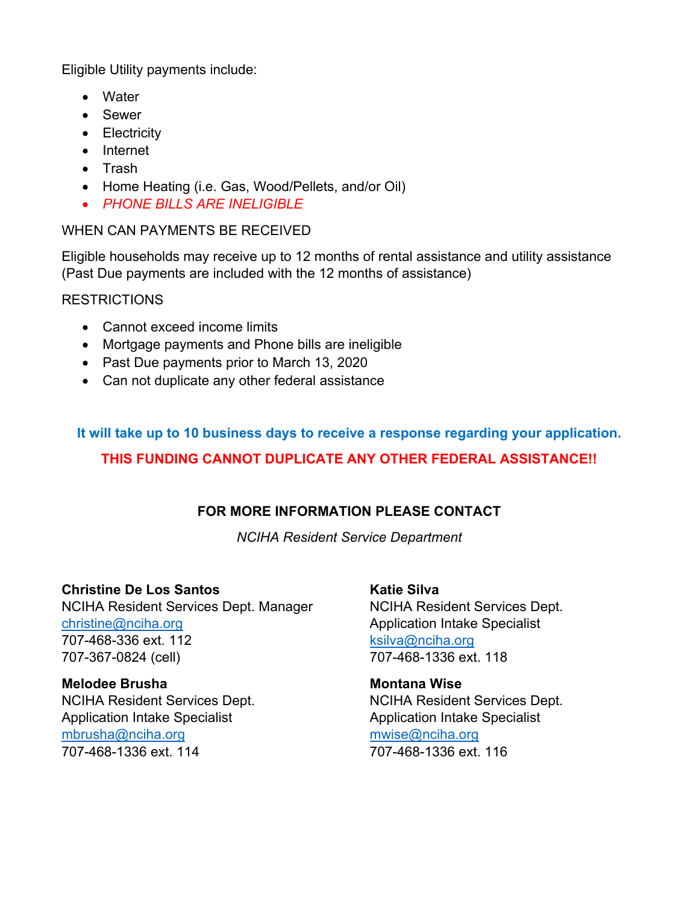Eligible Utility payments include:

- Water
- Sewer
- Electricity
- Internet
- Trash
- Home Heating (i.e. Gas, Wood/Pellets, and/or Oil)
- *PHONE BILLS ARE INELIGIBLE*

WHEN CAN PAYMENTS BE RECEIVED

Eligible households may receive up to 12 months of rental assistance and utility assistance (Past Due payments are included with the 12 months of assistance)

RESTRICTIONS

- Cannot exceed income limits
- Mortgage payments and Phone bills are ineligible
- Past Due payments prior to March 13, 2020
- Can not duplicate any other federal assistance

**It will take up to 10 business days to receive a response regarding your application.**

**THIS FUNDING CANNOT DUPLICATE ANY OTHER FEDERAL ASSISTANCE!!**

**FOR MORE INFORMATION PLEASE CONTACT**

*NCIHA Resident Service Department*

**Christine De Los Santos**
NCIHA Resident Services Dept. Manager
christine@nciha.org
707-468-336 ext. 112
707-367-0824 (cell)

**Melodee Brusha**
NCIHA Resident Services Dept.
Application Intake Specialist
mbrusha@nciha.org
707-468-1336 ext. 114

**Katie Silva**
NCIHA Resident Services Dept.
Application Intake Specialist
ksilva@nciha.org
707-468-1336 ext. 118

**Montana Wise**
NCIHA Resident Services Dept.
Application Intake Specialist
mwise@nciha.org
707-468-1336 ext. 116